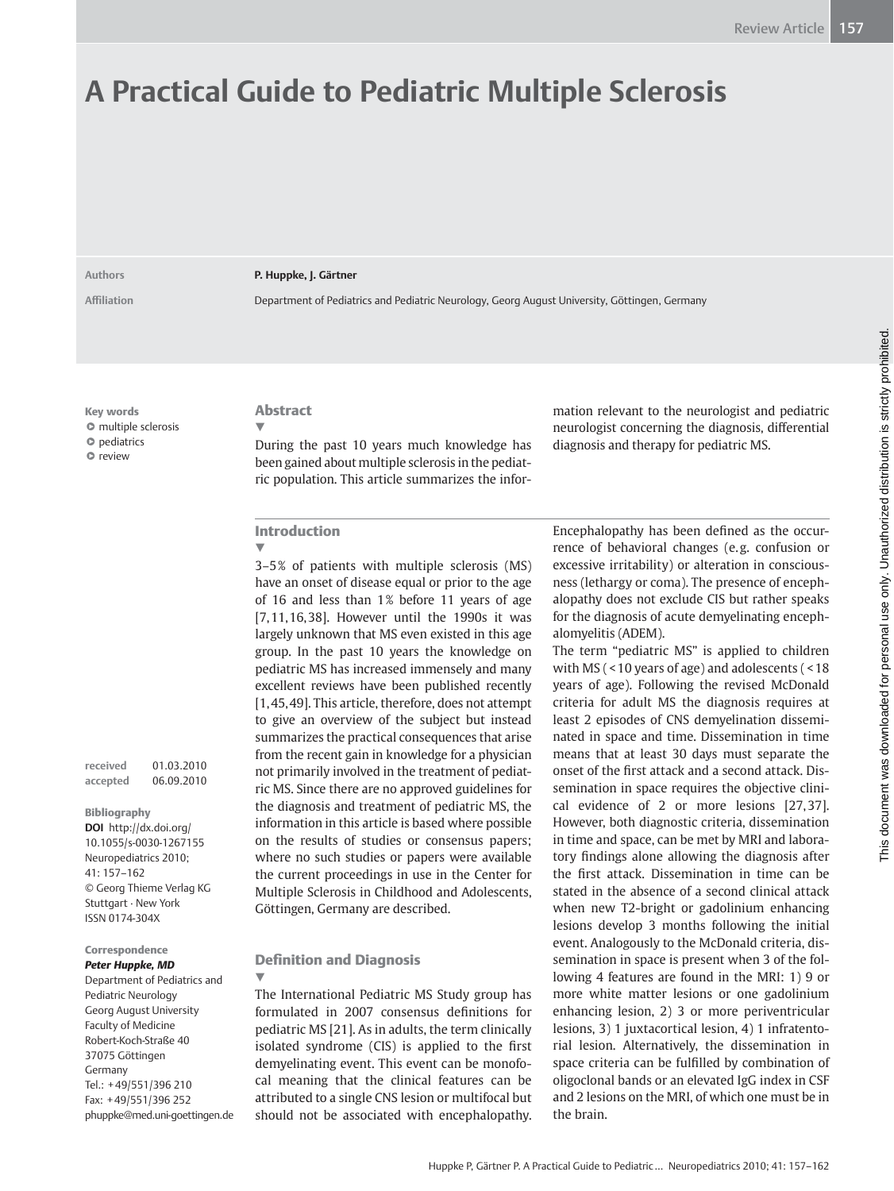# A Practical Guide to Pediatric Multiple Sclerosis

**Authors** P. Huppke, J. Gärtner

**Affiliation** Department of Pediatrics and Pediatric Neurology, Georg August University, Göttingen, Germany

**Key words**
- multiple sclerosis
- pediatrics
- review

**received** 01.03.2010
**accepted** 06.09.2010

**Bibliography**
**DOI** http://dx.doi.org/10.1055/s-0030-1267155
Neuropediatrics 2010; 41: 157–162
© Georg Thieme Verlag KG Stuttgart · New York
ISSN 0174-304X

**Correspondence**
***Peter Huppke, MD***
Department of Pediatrics and Pediatric Neurology
Georg August University
Faculty of Medicine
Robert-Koch-Straße 40
37075 Göttingen
Germany
Tel.: +49/551/396 210
Fax: +49/551/396 252
phuppke@med.uni-goettingen.de

## Abstract

During the past 10 years much knowledge has been gained about multiple sclerosis in the pediatric population. This article summarizes the information relevant to the neurologist and pediatric neurologist concerning the diagnosis, differential diagnosis and therapy for pediatric MS.

## Introduction

3–5% of patients with multiple sclerosis (MS) have an onset of disease equal or prior to the age of 16 and less than 1% before 11 years of age [7,11,16,38]. However until the 1990s it was largely unknown that MS even existed in this age group. In the past 10 years the knowledge on pediatric MS has increased immensely and many excellent reviews have been published recently [1,45,49]. This article, therefore, does not attempt to give an overview of the subject but instead summarizes the practical consequences that arise from the recent gain in knowledge for a physician not primarily involved in the treatment of pediatric MS. Since there are no approved guidelines for the diagnosis and treatment of pediatric MS, the information in this article is based where possible on the results of studies or consensus papers; where no such studies or papers were available the current proceedings in use in the Center for Multiple Sclerosis in Childhood and Adolescents, Göttingen, Germany are described.

## Definition and Diagnosis

The International Pediatric MS Study group has formulated in 2007 consensus definitions for pediatric MS [21]. As in adults, the term clinically isolated syndrome (CIS) is applied to the first demyelinating event. This event can be monofocal meaning that the clinical features can be attributed to a single CNS lesion or multifocal but should not be associated with encephalopathy. Encephalopathy has been defined as the occurrence of behavioral changes (e.g. confusion or excessive irritability) or alteration in consciousness (lethargy or coma). The presence of encephalopathy does not exclude CIS but rather speaks for the diagnosis of acute demyelinating encephalomyelitis (ADEM).

The term "pediatric MS" is applied to children with MS (<10 years of age) and adolescents (<18 years of age). Following the revised McDonald criteria for adult MS the diagnosis requires at least 2 episodes of CNS demyelination disseminated in space and time. Dissemination in time means that at least 30 days must separate the onset of the first attack and a second attack. Dissemination in space requires the objective clinical evidence of 2 or more lesions [27,37]. However, both diagnostic criteria, dissemination in time and space, can be met by MRI and laboratory findings alone allowing the diagnosis after the first attack. Dissemination in time can be stated in the absence of a second clinical attack when new T2-bright or gadolinium enhancing lesions develop 3 months following the initial event. Analogously to the McDonald criteria, dissemination in space is present when 3 of the following 4 features are found in the MRI: 1) 9 or more white matter lesions or one gadolinium enhancing lesion, 2) 3 or more periventricular lesions, 3) 1 juxtacortical lesion, 4) 1 infratentorial lesion. Alternatively, the dissemination in space criteria can be fulfilled by combination of oligoclonal bands or an elevated IgG index in CSF and 2 lesions on the MRI, of which one must be in the brain.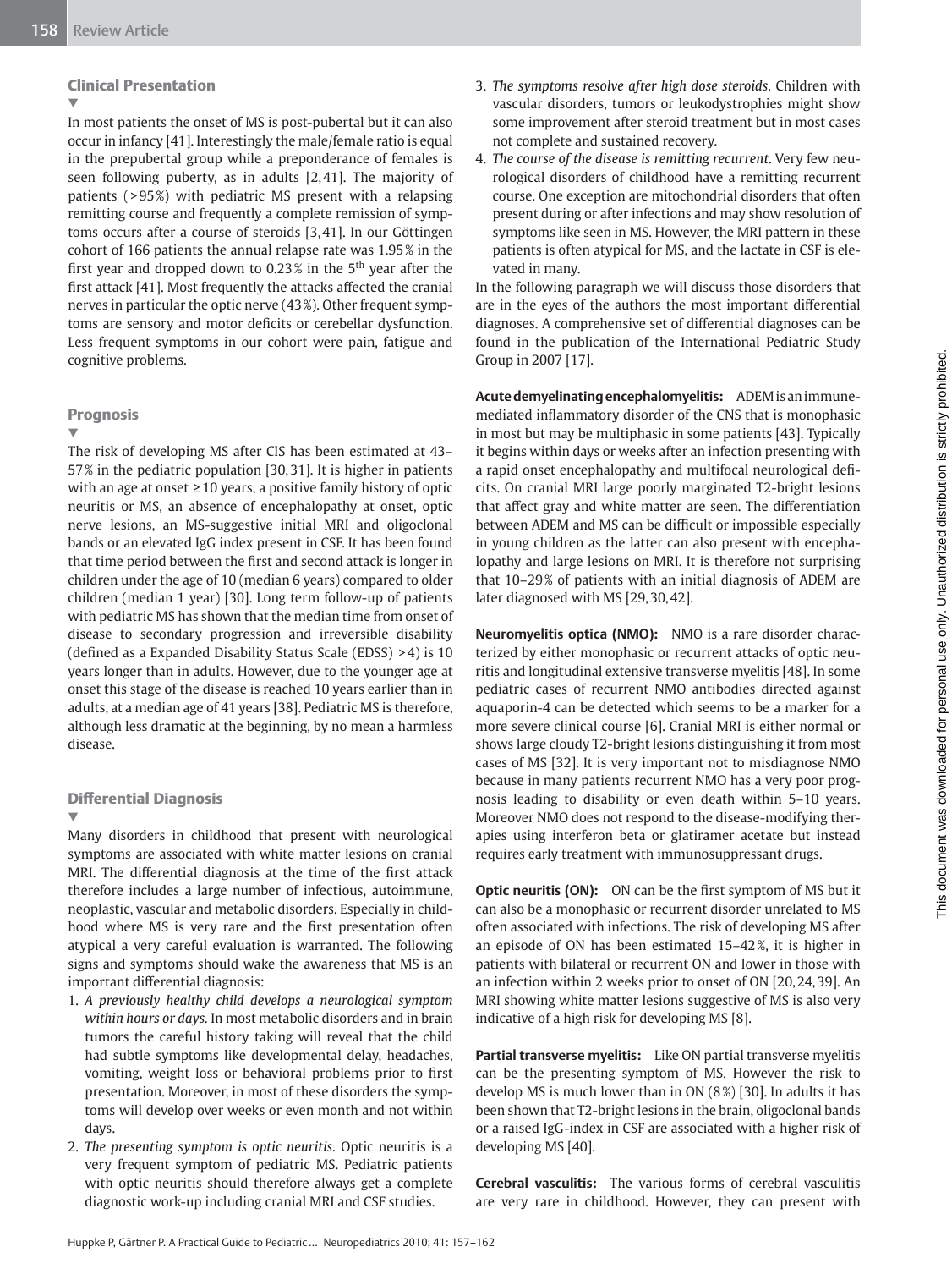## Clinical Presentation

In most patients the onset of MS is post-pubertal but it can also occur in infancy [41]. Interestingly the male/female ratio is equal in the prepubertal group while a preponderance of females is seen following puberty, as in adults [2,41]. The majority of patients (>95%) with pediatric MS present with a relapsing remitting course and frequently a complete remission of symptoms occurs after a course of steroids [3,41]. In our Göttingen cohort of 166 patients the annual relapse rate was 1.95% in the first year and dropped down to 0.23% in the 5th year after the first attack [41]. Most frequently the attacks affected the cranial nerves in particular the optic nerve (43%). Other frequent symptoms are sensory and motor deficits or cerebellar dysfunction. Less frequent symptoms in our cohort were pain, fatigue and cognitive problems.

## Prognosis

The risk of developing MS after CIS has been estimated at 43–57% in the pediatric population [30,31]. It is higher in patients with an age at onset ≥10 years, a positive family history of optic neuritis or MS, an absence of encephalopathy at onset, optic nerve lesions, an MS-suggestive initial MRI and oligoclonal bands or an elevated IgG index present in CSF. It has been found that time period between the first and second attack is longer in children under the age of 10 (median 6 years) compared to older children (median 1 year) [30]. Long term follow-up of patients with pediatric MS has shown that the median time from onset of disease to secondary progression and irreversible disability (defined as a Expanded Disability Status Scale (EDSS) >4) is 10 years longer than in adults. However, due to the younger age at onset this stage of the disease is reached 10 years earlier than in adults, at a median age of 41 years [38]. Pediatric MS is therefore, although less dramatic at the beginning, by no mean a harmless disease.

## Differential Diagnosis

Many disorders in childhood that present with neurological symptoms are associated with white matter lesions on cranial MRI. The differential diagnosis at the time of the first attack therefore includes a large number of infectious, autoimmune, neoplastic, vascular and metabolic disorders. Especially in childhood where MS is very rare and the first presentation often atypical a very careful evaluation is warranted. The following signs and symptoms should wake the awareness that MS is an important differential diagnosis:

1. *A previously healthy child develops a neurological symptom within hours or days.* In most metabolic disorders and in brain tumors the careful history taking will reveal that the child had subtle symptoms like developmental delay, headaches, vomiting, weight loss or behavioral problems prior to first presentation. Moreover, in most of these disorders the symptoms will develop over weeks or even month and not within days.
2. *The presenting symptom is optic neuritis.* Optic neuritis is a very frequent symptom of pediatric MS. Pediatric patients with optic neuritis should therefore always get a complete diagnostic work-up including cranial MRI and CSF studies.
3. *The symptoms resolve after high dose steroids.* Children with vascular disorders, tumors or leukodystrophies might show some improvement after steroid treatment but in most cases not complete and sustained recovery.
4. *The course of the disease is remitting recurrent.* Very few neurological disorders of childhood have a remitting recurrent course. One exception are mitochondrial disorders that often present during or after infections and may show resolution of symptoms like seen in MS. However, the MRI pattern in these patients is often atypical for MS, and the lactate in CSF is elevated in many.

In the following paragraph we will discuss those disorders that are in the eyes of the authors the most important differential diagnoses. A comprehensive set of differential diagnoses can be found in the publication of the International Pediatric Study Group in 2007 [17].

**Acute demyelinating encephalomyelitis:** ADEM is an immune-mediated inflammatory disorder of the CNS that is monophasic in most but may be multiphasic in some patients [43]. Typically it begins within days or weeks after an infection presenting with a rapid onset encephalopathy and multifocal neurological deficits. On cranial MRI large poorly marginated T2-bright lesions that affect gray and white matter are seen. The differentiation between ADEM and MS can be difficult or impossible especially in young children as the latter can also present with encephalopathy and large lesions on MRI. It is therefore not surprising that 10–29% of patients with an initial diagnosis of ADEM are later diagnosed with MS [29,30,42].

**Neuromyelitis optica (NMO):** NMO is a rare disorder characterized by either monophasic or recurrent attacks of optic neuritis and longitudinal extensive transverse myelitis [48]. In some pediatric cases of recurrent NMO antibodies directed against aquaporin-4 can be detected which seems to be a marker for a more severe clinical course [6]. Cranial MRI is either normal or shows large cloudy T2-bright lesions distinguishing it from most cases of MS [32]. It is very important not to misdiagnose NMO because in many patients recurrent NMO has a very poor prognosis leading to disability or even death within 5–10 years. Moreover NMO does not respond to the disease-modifying therapies using interferon beta or glatiramer acetate but instead requires early treatment with immunosuppressant drugs.

**Optic neuritis (ON):** ON can be the first symptom of MS but it can also be a monophasic or recurrent disorder unrelated to MS often associated with infections. The risk of developing MS after an episode of ON has been estimated 15–42%, it is higher in patients with bilateral or recurrent ON and lower in those with an infection within 2 weeks prior to onset of ON [20,24,39]. An MRI showing white matter lesions suggestive of MS is also very indicative of a high risk for developing MS [8].

**Partial transverse myelitis:** Like ON partial transverse myelitis can be the presenting symptom of MS. However the risk to develop MS is much lower than in ON (8%) [30]. In adults it has been shown that T2-bright lesions in the brain, oligoclonal bands or a raised IgG-index in CSF are associated with a higher risk of developing MS [40].

**Cerebral vasculitis:** The various forms of cerebral vasculitis are very rare in childhood. However, they can present with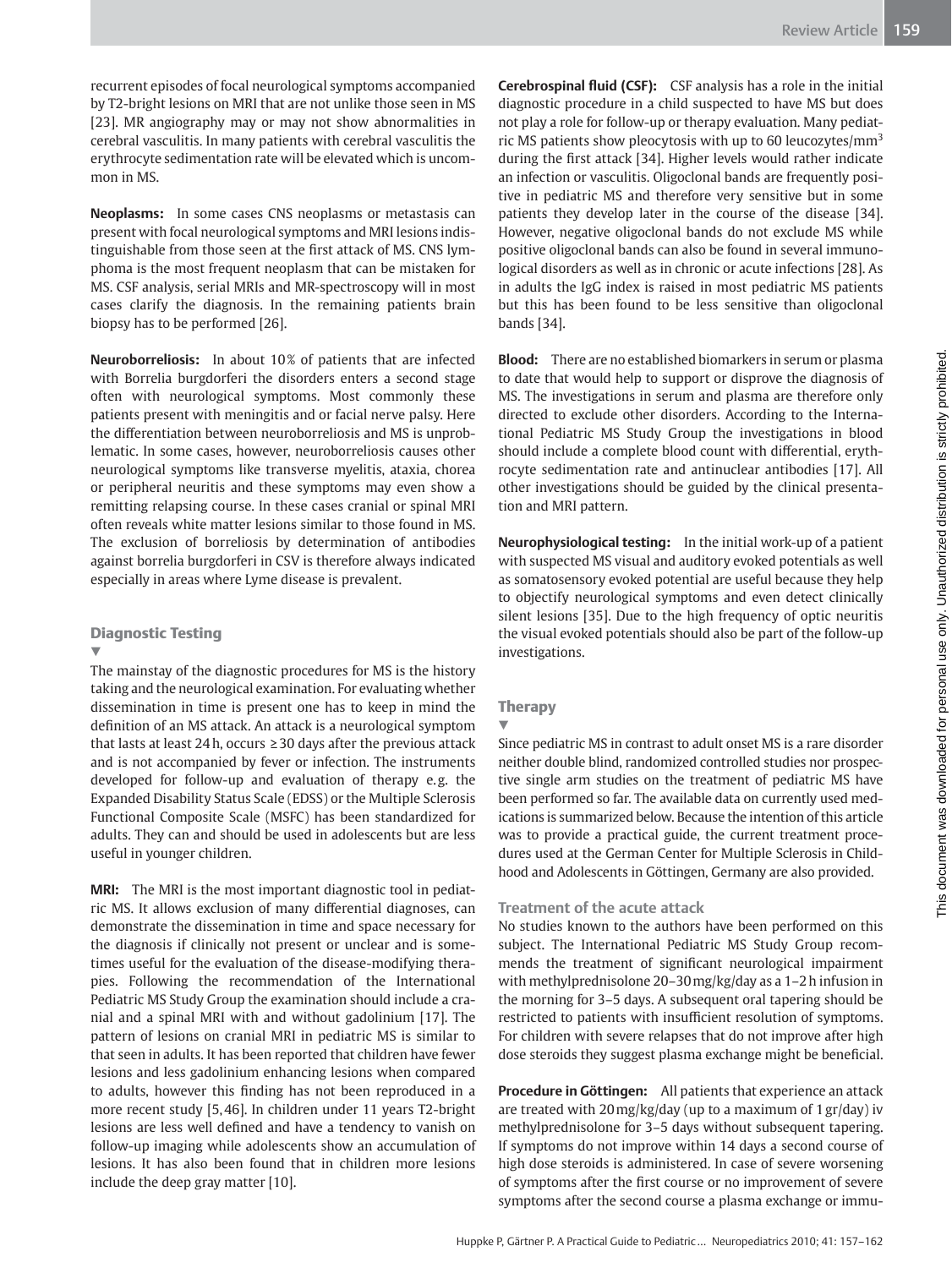recurrent episodes of focal neurological symptoms accompanied by T2-bright lesions on MRI that are not unlike those seen in MS [23]. MR angiography may or may not show abnormalities in cerebral vasculitis. In many patients with cerebral vasculitis the erythrocyte sedimentation rate will be elevated which is uncommon in MS.

**Neoplasms:** In some cases CNS neoplasms or metastasis can present with focal neurological symptoms and MRI lesions indistinguishable from those seen at the first attack of MS. CNS lymphoma is the most frequent neoplasm that can be mistaken for MS. CSF analysis, serial MRIs and MR-spectroscopy will in most cases clarify the diagnosis. In the remaining patients brain biopsy has to be performed [26].

**Neuroborreliosis:** In about 10% of patients that are infected with Borrelia burgdorferi the disorders enters a second stage often with neurological symptoms. Most commonly these patients present with meningitis and or facial nerve palsy. Here the differentiation between neuroborreliosis and MS is unproblematic. In some cases, however, neuroborreliosis causes other neurological symptoms like transverse myelitis, ataxia, chorea or peripheral neuritis and these symptoms may even show a remitting relapsing course. In these cases cranial or spinal MRI often reveals white matter lesions similar to those found in MS. The exclusion of borreliosis by determination of antibodies against borrelia burgdorferi in CSV is therefore always indicated especially in areas where Lyme disease is prevalent.

## Diagnostic Testing

The mainstay of the diagnostic procedures for MS is the history taking and the neurological examination. For evaluating whether dissemination in time is present one has to keep in mind the definition of an MS attack. An attack is a neurological symptom that lasts at least 24 h, occurs ≥ 30 days after the previous attack and is not accompanied by fever or infection. The instruments developed for follow-up and evaluation of therapy e.g. the Expanded Disability Status Scale (EDSS) or the Multiple Sclerosis Functional Composite Scale (MSFC) has been standardized for adults. They can and should be used in adolescents but are less useful in younger children.

**MRI:** The MRI is the most important diagnostic tool in pediatric MS. It allows exclusion of many differential diagnoses, can demonstrate the dissemination in time and space necessary for the diagnosis if clinically not present or unclear and is sometimes useful for the evaluation of the disease-modifying therapies. Following the recommendation of the International Pediatric MS Study Group the examination should include a cranial and a spinal MRI with and without gadolinium [17]. The pattern of lesions on cranial MRI in pediatric MS is similar to that seen in adults. It has been reported that children have fewer lesions and less gadolinium enhancing lesions when compared to adults, however this finding has not been reproduced in a more recent study [5,46]. In children under 11 years T2-bright lesions are less well defined and have a tendency to vanish on follow-up imaging while adolescents show an accumulation of lesions. It has also been found that in children more lesions include the deep gray matter [10].

**Cerebrospinal fluid (CSF):** CSF analysis has a role in the initial diagnostic procedure in a child suspected to have MS but does not play a role for follow-up or therapy evaluation. Many pediatric MS patients show pleocytosis with up to 60 leucozytes/mm$^3$ during the first attack [34]. Higher levels would rather indicate an infection or vasculitis. Oligoclonal bands are frequently positive in pediatric MS and therefore very sensitive but in some patients they develop later in the course of the disease [34]. However, negative oligoclonal bands do not exclude MS while positive oligoclonal bands can also be found in several immunological disorders as well as in chronic or acute infections [28]. As in adults the IgG index is raised in most pediatric MS patients but this has been found to be less sensitive than oligoclonal bands [34].

**Blood:** There are no established biomarkers in serum or plasma to date that would help to support or disprove the diagnosis of MS. The investigations in serum and plasma are therefore only directed to exclude other disorders. According to the International Pediatric MS Study Group the investigations in blood should include a complete blood count with differential, erythrocyte sedimentation rate and antinuclear antibodies [17]. All other investigations should be guided by the clinical presentation and MRI pattern.

**Neurophysiological testing:** In the initial work-up of a patient with suspected MS visual and auditory evoked potentials as well as somatosensory evoked potential are useful because they help to objectify neurological symptoms and even detect clinically silent lesions [35]. Due to the high frequency of optic neuritis the visual evoked potentials should also be part of the follow-up investigations.

## Therapy

Since pediatric MS in contrast to adult onset MS is a rare disorder neither double blind, randomized controlled studies nor prospective single arm studies on the treatment of pediatric MS have been performed so far. The available data on currently used medications is summarized below. Because the intention of this article was to provide a practical guide, the current treatment procedures used at the German Center for Multiple Sclerosis in Childhood and Adolescents in Göttingen, Germany are also provided.

### Treatment of the acute attack

No studies known to the authors have been performed on this subject. The International Pediatric MS Study Group recommends the treatment of significant neurological impairment with methylprednisolone 20–30 mg/kg/day as a 1–2 h infusion in the morning for 3–5 days. A subsequent oral tapering should be restricted to patients with insufficient resolution of symptoms. For children with severe relapses that do not improve after high dose steroids they suggest plasma exchange might be beneficial.

**Procedure in Göttingen:** All patients that experience an attack are treated with 20 mg/kg/day (up to a maximum of 1 gr/day) iv methylprednisolone for 3–5 days without subsequent tapering. If symptoms do not improve within 14 days a second course of high dose steroids is administered. In case of severe worsening of symptoms after the first course or no improvement of severe symptoms after the second course a plasma exchange or immu-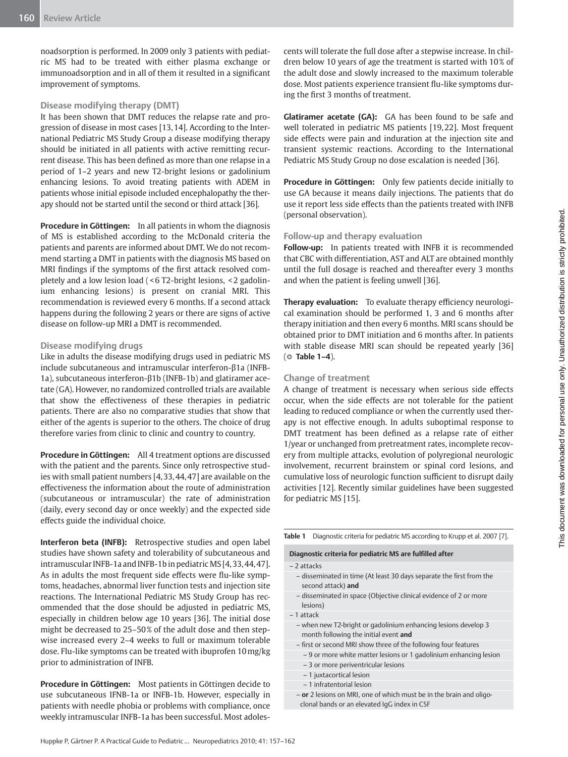noadsorption is performed. In 2009 only 3 patients with pediatric MS had to be treated with either plasma exchange or immunoadsorption and in all of them it resulted in a significant improvement of symptoms.

### Disease modifying therapy (DMT)

It has been shown that DMT reduces the relapse rate and progression of disease in most cases [13,14]. According to the International Pediatric MS Study Group a disease modifying therapy should be initiated in all patients with active remitting recurrent disease. This has been defined as more than one relapse in a period of 1–2 years and new T2-bright lesions or gadolinium enhancing lesions. To avoid treating patients with ADEM in patients whose initial episode included encephalopathy the therapy should not be started until the second or third attack [36].

**Procedure in Göttingen:** In all patients in whom the diagnosis of MS is established according to the McDonald criteria the patients and parents are informed about DMT. We do not recommend starting a DMT in patients with the diagnosis MS based on MRI findings if the symptoms of the first attack resolved completely and a low lesion load (<6 T2-bright lesions, <2 gadolinium enhancing lesions) is present on cranial MRI. This recommendation is reviewed every 6 months. If a second attack happens during the following 2 years or there are signs of active disease on follow-up MRI a DMT is recommended.

### Disease modifying drugs

Like in adults the disease modifying drugs used in pediatric MS include subcutaneous and intramuscular interferon-β1a (INFB-1a), subcutaneous interferon-β1b (INFB-1b) and glatiramer acetate (GA). However, no randomized controlled trials are available that show the effectiveness of these therapies in pediatric patients. There are also no comparative studies that show that either of the agents is superior to the others. The choice of drug therefore varies from clinic to clinic and country to country.

**Procedure in Göttingen:** All 4 treatment options are discussed with the patient and the parents. Since only retrospective studies with small patient numbers [4,33,44,47] are available on the effectiveness the information about the route of administration (subcutaneous or intramuscular) the rate of administration (daily, every second day or once weekly) and the expected side effects guide the individual choice.

**Interferon beta (INFB):** Retrospective studies and open label studies have shown safety and tolerability of subcutaneous and intramuscular INFB-1a and INFB-1b in pediatric MS [4,33,44,47]. As in adults the most frequent side effects were flu-like symptoms, headaches, abnormal liver function tests and injection site reactions. The International Pediatric MS Study Group has recommended that the dose should be adjusted in pediatric MS, especially in children below age 10 years [36]. The initial dose might be decreased to 25–50% of the adult dose and then stepwise increased every 2–4 weeks to full or maximum tolerable dose. Flu-like symptoms can be treated with ibuprofen 10mg/kg prior to administration of INFB.

**Procedure in Göttingen:** Most patients in Göttingen decide to use subcutaneous IFNB-1a or INFB-1b. However, especially in patients with needle phobia or problems with compliance, once weekly intramuscular INFB-1a has been successful. Most adolescents will tolerate the full dose after a stepwise increase. In children below 10 years of age the treatment is started with 10% of the adult dose and slowly increased to the maximum tolerable dose. Most patients experience transient flu-like symptoms during the first 3 months of treatment.

**Glatiramer acetate (GA):** GA has been found to be safe and well tolerated in pediatric MS patients [19,22]. Most frequent side effects were pain and induration at the injection site and transient systemic reactions. According to the International Pediatric MS Study Group no dose escalation is needed [36].

**Procedure in Göttingen:** Only few patients decide initially to use GA because it means daily injections. The patients that do use it report less side effects than the patients treated with INFB (personal observation).

### Follow-up and therapy evaluation

**Follow-up:** In patients treated with INFB it is recommended that CBC with differentiation, AST and ALT are obtained monthly until the full dosage is reached and thereafter every 3 months and when the patient is feeling unwell [36].

**Therapy evaluation:** To evaluate therapy efficiency neurological examination should be performed 1, 3 and 6 months after therapy initiation and then every 6 months. MRI scans should be obtained prior to DMT initiation and 6 months after. In patients with stable disease MRI scan should be repeated yearly [36] (**Table 1–4**).

### Change of treatment

A change of treatment is necessary when serious side effects occur, when the side effects are not tolerable for the patient leading to reduced compliance or when the currently used therapy is not effective enough. In adults suboptimal response to DMT treatment has been defined as a relapse rate of either 1/year or unchanged from pretreatment rates, incomplete recovery from multiple attacks, evolution of polyregional neurologic involvement, recurrent brainstem or spinal cord lesions, and cumulative loss of neurologic function sufficient to disrupt daily activities [12]. Recently similar guidelines have been suggested for pediatric MS [15].

**Table 1** Diagnostic criteria for pediatric MS according to Krupp et al. 2007 [7].

| Diagnostic criteria for pediatric MS are fulfilled after |
|---|
| – 2 attacks |
| – disseminated in time (At least 30 days separate the first from the second attack) **and** |
| – disseminated in space (Objective clinical evidence of 2 or more lesions) |
| – 1 attack |
| – when new T2-bright or gadolinium enhancing lesions develop 3 month following the initial event **and** |
| – first or second MRI show three of the following four features |
| – 9 or more white matter lesions or 1 gadolinium enhancing lesion |
| – 3 or more periventricular lesions |
| – 1 juxtacortical lesion |
| – 1 infratentorial lesion |
| – **or** 2 lesions on MRI, one of which must be in the brain and oligoclonal bands or an elevated IgG index in CSF |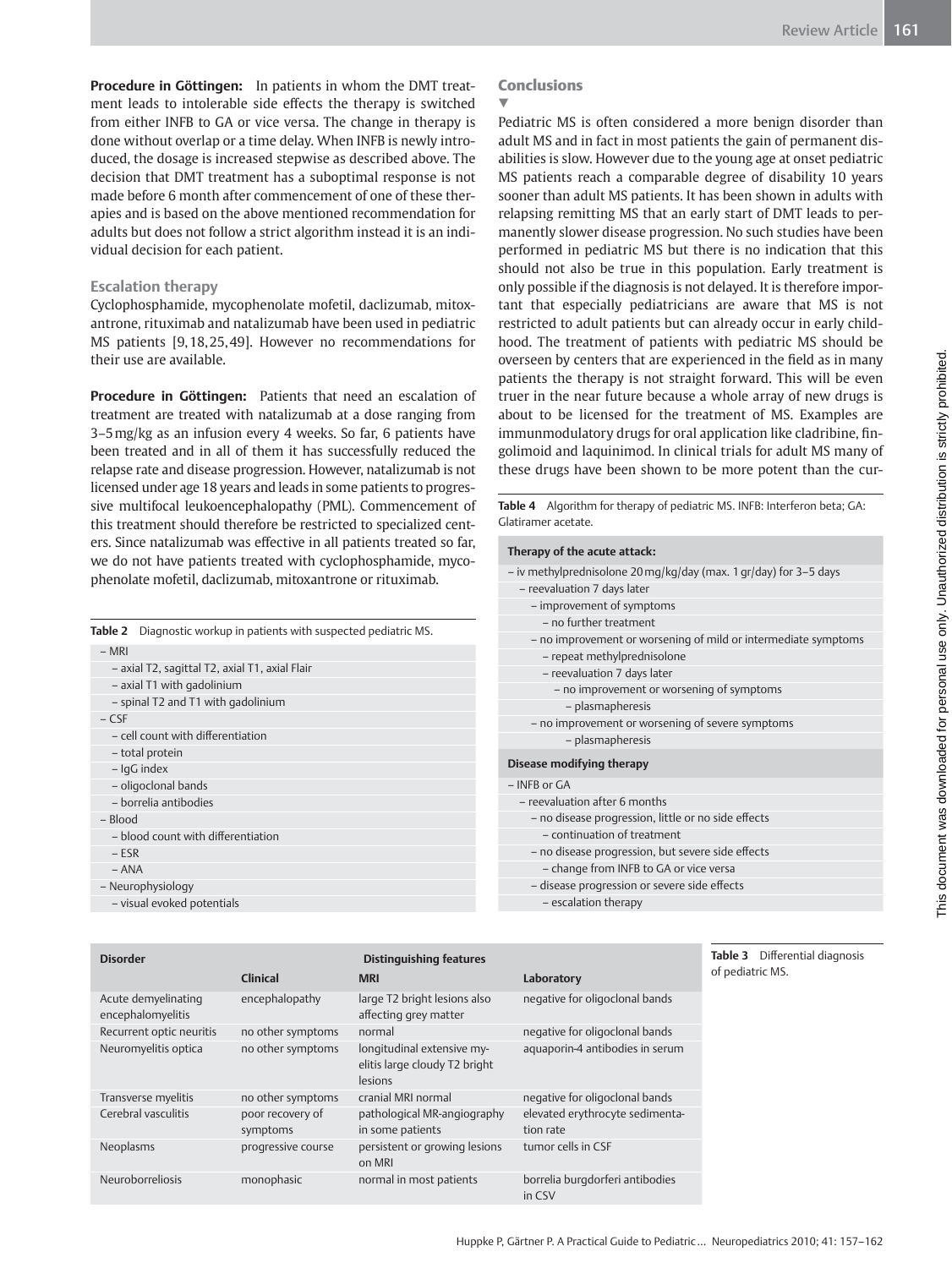**Procedure in Göttingen:** In patients in whom the DMT treatment leads to intolerable side effects the therapy is switched from either INFB to GA or vice versa. The change in therapy is done without overlap or a time delay. When INFB is newly introduced, the dosage is increased stepwise as described above. The decision that DMT treatment has a suboptimal response is not made before 6 month after commencement of one of these therapies and is based on the above mentioned recommendation for adults but does not follow a strict algorithm instead it is an individual decision for each patient.

### Escalation therapy

Cyclophosphamide, mycophenolate mofetil, daclizumab, mitoxantrone, rituximab and natalizumab have been used in pediatric MS patients [9,18,25,49]. However no recommendations for their use are available.

**Procedure in Göttingen:** Patients that need an escalation of treatment are treated with natalizumab at a dose ranging from 3–5 mg/kg as an infusion every 4 weeks. So far, 6 patients have been treated and in all of them it has successfully reduced the relapse rate and disease progression. However, natalizumab is not licensed under age 18 years and leads in some patients to progressive multifocal leukoencephalopathy (PML). Commencement of this treatment should therefore be restricted to specialized centers. Since natalizumab was effective in all patients treated so far, we do not have patients treated with cyclophosphamide, mycophenolate mofetil, daclizumab, mitoxantrone or rituximab.

**Table 2** Diagnostic workup in patients with suspected pediatric MS.

- MRI
  - axial T2, sagittal T2, axial T1, axial Flair
  - axial T1 with gadolinium
  - spinal T2 and T1 with gadolinium
- CSF
  - cell count with differentiation
  - total protein
  - IgG index
  - oligoclonal bands
  - borrelia antibodies
- Blood
  - blood count with differentiation
  - ESR
  - ANA
- Neurophysiology
  - visual evoked potentials

## Conclusions

Pediatric MS is often considered a more benign disorder than adult MS and in fact in most patients the gain of permanent disabilities is slow. However due to the young age at onset pediatric MS patients reach a comparable degree of disability 10 years sooner than adult MS patients. It has been shown in adults with relapsing remitting MS that an early start of DMT leads to permanently slower disease progression. No such studies have been performed in pediatric MS but there is no indication that this should not also be true in this population. Early treatment is only possible if the diagnosis is not delayed. It is therefore important that especially pediatricians are aware that MS is not restricted to adult patients but can already occur in early childhood. The treatment of patients with pediatric MS should be overseen by centers that are experienced in the field as in many patients the therapy is not straight forward. This will be even truer in the near future because a whole array of new drugs is about to be licensed for the treatment of MS. Examples are immunmodulatory drugs for oral application like cladribine, fingolimoid and laquinimod. In clinical trials for adult MS many of these drugs have been shown to be more potent than the cur-

**Table 4** Algorithm for therapy of pediatric MS. INFB: Interferon beta; GA: Glatiramer acetate.

**Therapy of the acute attack:**

- iv methylprednisolone 20 mg/kg/day (max. 1 gr/day) for 3–5 days
  - reevaluation 7 days later
    - improvement of symptoms
      - no further treatment
    - no improvement or worsening of mild or intermediate symptoms
      - repeat methylprednisolone
      - reevaluation 7 days later
        - no improvement or worsening of symptoms
          - plasmapheresis
    - no improvement or worsening of severe symptoms
      - plasmapheresis

**Disease modifying therapy**

- INFB or GA
  - reevaluation after 6 months
    - no disease progression, little or no side effects
      - continuation of treatment
    - no disease progression, but severe side effects
      - change from INFB to GA or vice versa
    - disease progression or severe side effects
      - escalation therapy

**Table 3** Differential diagnosis of pediatric MS.

| Disorder | Distinguishing features | | |
|---|---|---|---|
| | Clinical | MRI | Laboratory |
| Acute demyelinating encephalomyelitis | encephalopathy | large T2 bright lesions also affecting grey matter | negative for oligoclonal bands |
| Recurrent optic neuritis | no other symptoms | normal | negative for oligoclonal bands |
| Neuromyelitis optica | no other symptoms | longitudinal extensive myelitis large cloudy T2 bright lesions | aquaporin-4 antibodies in serum |
| Transverse myelitis | no other symptoms | cranial MRI normal | negative for oligoclonal bands |
| Cerebral vasculitis | poor recovery of symptoms | pathological MR-angiography in some patients | elevated erythrocyte sedimentation rate |
| Neoplasms | progressive course | persistent or growing lesions on MRI | tumor cells in CSF |
| Neuroborreliosis | monophasic | normal in most patients | borrelia burgdorferi antibodies in CSV |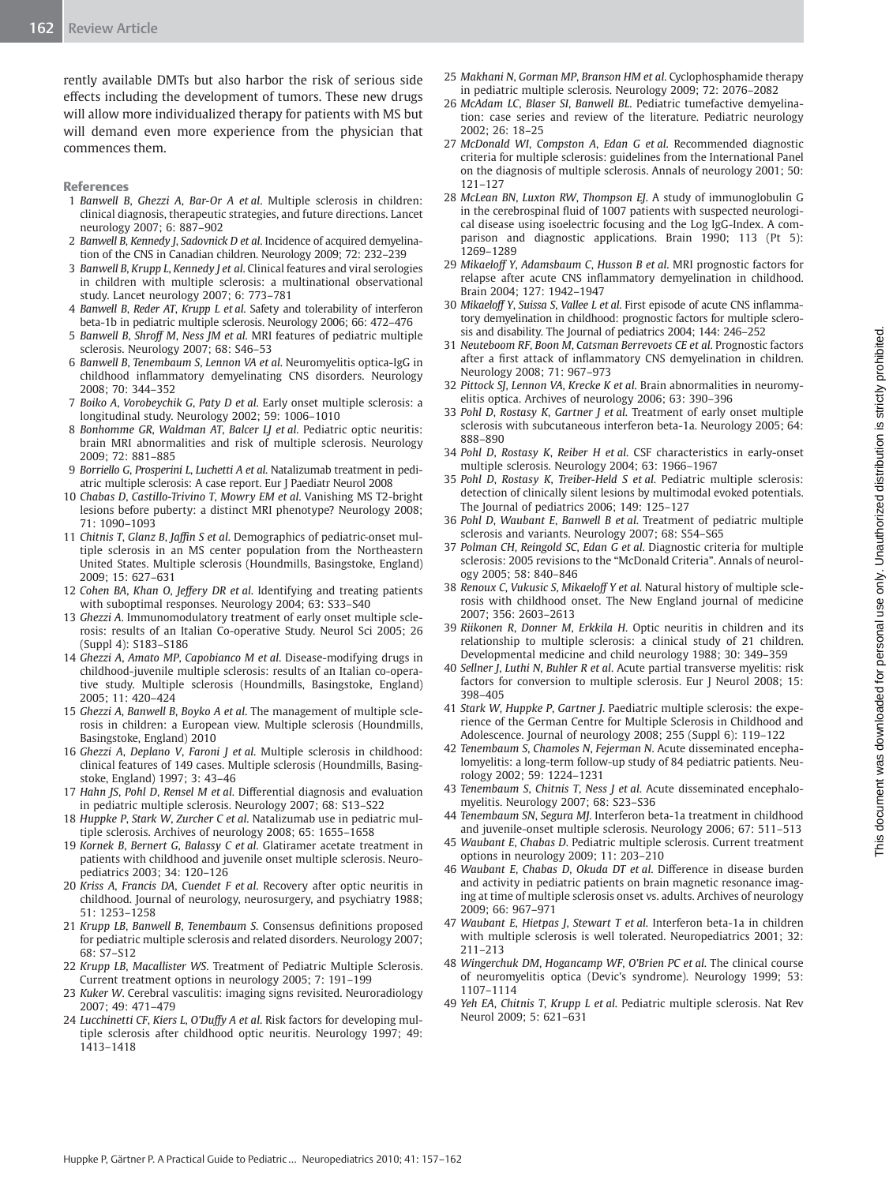rently available DMTs but also harbor the risk of serious side effects including the development of tumors. These new drugs will allow more individualized therapy for patients with MS but will demand even more experience from the physician that commences them.

### References

1. *Banwell B, Ghezzi A, Bar-Or A et al.* Multiple sclerosis in children: clinical diagnosis, therapeutic strategies, and future directions. Lancet neurology 2007; 6: 887–902
2. *Banwell B, Kennedy J, Sadovnick D et al.* Incidence of acquired demyelination of the CNS in Canadian children. Neurology 2009; 72: 232–239
3. *Banwell B, Krupp L, Kennedy J et al.* Clinical features and viral serologies in children with multiple sclerosis: a multinational observational study. Lancet neurology 2007; 6: 773–781
4. *Banwell B, Reder AT, Krupp L et al.* Safety and tolerability of interferon beta-1b in pediatric multiple sclerosis. Neurology 2006; 66: 472–476
5. *Banwell B, Shroff M, Ness JM et al.* MRI features of pediatric multiple sclerosis. Neurology 2007; 68: S46–53
6. *Banwell B, Tenembaum S, Lennon VA et al.* Neuromyelitis optica-IgG in childhood inflammatory demyelinating CNS disorders. Neurology 2008; 70: 344–352
7. *Boiko A, Vorobeychik G, Paty D et al.* Early onset multiple sclerosis: a longitudinal study. Neurology 2002; 59: 1006–1010
8. *Bonhomme GR, Waldman AT, Balcer LJ et al.* Pediatric optic neuritis: brain MRI abnormalities and risk of multiple sclerosis. Neurology 2009; 72: 881–885
9. *Borriello G, Prosperini L, Luchetti A et al.* Natalizumab treatment in pediatric multiple sclerosis: A case report. Eur J Paediatr Neurol 2008
10. *Chabas D, Castillo-Trivino T, Mowry EM et al.* Vanishing MS T2-bright lesions before puberty: a distinct MRI phenotype? Neurology 2008; 71: 1090–1093
11. *Chitnis T, Glanz B, Jaffin S et al.* Demographics of pediatric-onset multiple sclerosis in an MS center population from the Northeastern United States. Multiple sclerosis (Houndmills, Basingstoke, England) 2009; 15: 627–631
12. *Cohen BA, Khan O, Jeffery DR et al.* Identifying and treating patients with suboptimal responses. Neurology 2004; 63: S33–S40
13. *Ghezzi A.* Immunomodulatory treatment of early onset multiple sclerosis: results of an Italian Co-operative Study. Neurol Sci 2005; 26 (Suppl 4): S183–S186
14. *Ghezzi A, Amato MP, Capobianco M et al.* Disease-modifying drugs in childhood-juvenile multiple sclerosis: results of an Italian co-operative study. Multiple sclerosis (Houndmills, Basingstoke, England) 2005; 11: 420–424
15. *Ghezzi A, Banwell B, Boyko A et al.* The management of multiple sclerosis in children: a European view. Multiple sclerosis (Houndmills, Basingstoke, England) 2010
16. *Ghezzi A, Deplano V, Faroni J et al.* Multiple sclerosis in childhood: clinical features of 149 cases. Multiple sclerosis (Houndmills, Basingstoke, England) 1997; 3: 43–46
17. *Hahn JS, Pohl D, Rensel M et al.* Differential diagnosis and evaluation in pediatric multiple sclerosis. Neurology 2007; 68: S13–S22
18. *Huppke P, Stark W, Zurcher C et al.* Natalizumab use in pediatric multiple sclerosis. Archives of neurology 2008; 65: 1655–1658
19. *Kornek B, Bernert G, Balassy C et al.* Glatiramer acetate treatment in patients with childhood and juvenile onset multiple sclerosis. Neuropediatrics 2003; 34: 120–126
20. *Kriss A, Francis DA, Cuendet F et al.* Recovery after optic neuritis in childhood. Journal of neurology, neurosurgery, and psychiatry 1988; 51: 1253–1258
21. *Krupp LB, Banwell B, Tenembaum S.* Consensus definitions proposed for pediatric multiple sclerosis and related disorders. Neurology 2007; 68: S7–S12
22. *Krupp LB, Macallister WS.* Treatment of Pediatric Multiple Sclerosis. Current treatment options in neurology 2005; 7: 191–199
23. *Kuker W.* Cerebral vasculitis: imaging signs revisited. Neuroradiology 2007; 49: 471–479
24. *Lucchinetti CF, Kiers L, O'Duffy A et al.* Risk factors for developing multiple sclerosis after childhood optic neuritis. Neurology 1997; 49: 1413–1418
25. *Makhani N, Gorman MP, Branson HM et al.* Cyclophosphamide therapy in pediatric multiple sclerosis. Neurology 2009; 72: 2076–2082
26. *McAdam LC, Blaser SI, Banwell BL.* Pediatric tumefactive demyelination: case series and review of the literature. Pediatric neurology 2002; 26: 18–25
27. *McDonald WI, Compston A, Edan G et al.* Recommended diagnostic criteria for multiple sclerosis: guidelines from the International Panel on the diagnosis of multiple sclerosis. Annals of neurology 2001; 50: 121–127
28. *McLean BN, Luxton RW, Thompson EJ.* A study of immunoglobulin G in the cerebrospinal fluid of 1007 patients with suspected neurological disease using isoelectric focusing and the Log IgG-Index. A comparison and diagnostic applications. Brain 1990; 113 (Pt 5): 1269–1289
29. *Mikaeloff Y, Adamsbaum C, Husson B et al.* MRI prognostic factors for relapse after acute CNS inflammatory demyelination in childhood. Brain 2004; 127: 1942–1947
30. *Mikaeloff Y, Suissa S, Vallee L et al.* First episode of acute CNS inflammatory demyelination in childhood: prognostic factors for multiple sclerosis and disability. The Journal of pediatrics 2004; 144: 246–252
31. *Neuteboom RF, Boon M, Catsman Berrevoets CE et al.* Prognostic factors after a first attack of inflammatory CNS demyelination in children. Neurology 2008; 71: 967–973
32. *Pittock SJ, Lennon VA, Krecke K et al.* Brain abnormalities in neuromyelitis optica. Archives of neurology 2006; 63: 390–396
33. *Pohl D, Rostasy K, Gartner J et al.* Treatment of early onset multiple sclerosis with subcutaneous interferon beta-1a. Neurology 2005; 64: 888–890
34. *Pohl D, Rostasy K, Reiber H et al.* CSF characteristics in early-onset multiple sclerosis. Neurology 2004; 63: 1966–1967
35. *Pohl D, Rostasy K, Treiber-Held S et al.* Pediatric multiple sclerosis: detection of clinically silent lesions by multimodal evoked potentials. The Journal of pediatrics 2006; 149: 125–127
36. *Pohl D, Waubant E, Banwell B et al.* Treatment of pediatric multiple sclerosis and variants. Neurology 2007; 68: S54–S65
37. *Polman CH, Reingold SC, Edan G et al.* Diagnostic criteria for multiple sclerosis: 2005 revisions to the "McDonald Criteria". Annals of neurology 2005; 58: 840–846
38. *Renoux C, Vukusic S, Mikaeloff Y et al.* Natural history of multiple sclerosis with childhood onset. The New England journal of medicine 2007; 356: 2603–2613
39. *Riikonen R, Donner M, Erkkila H.* Optic neuritis in children and its relationship to multiple sclerosis: a clinical study of 21 children. Developmental medicine and child neurology 1988; 30: 349–359
40. *Sellner J, Luthi N, Buhler R et al.* Acute partial transverse myelitis: risk factors for conversion to multiple sclerosis. Eur J Neurol 2008; 15: 398–405
41. *Stark W, Huppke P, Gartner J.* Paediatric multiple sclerosis: the experience of the German Centre for Multiple Sclerosis in Childhood and Adolescence. Journal of neurology 2008; 255 (Suppl 6): 119–122
42. *Tenembaum S, Chamoles N, Fejerman N.* Acute disseminated encephalomyelitis: a long-term follow-up study of 84 pediatric patients. Neurology 2002; 59: 1224–1231
43. *Tenembaum S, Chitnis T, Ness J et al.* Acute disseminated encephalomyelitis. Neurology 2007; 68: S23–S36
44. *Tenembaum SN, Segura MJ.* Interferon beta-1a treatment in childhood and juvenile-onset multiple sclerosis. Neurology 2006; 67: 511–513
45. *Waubant E, Chabas D.* Pediatric multiple sclerosis. Current treatment options in neurology 2009; 11: 203–210
46. *Waubant E, Chabas D, Okuda DT et al.* Difference in disease burden and activity in pediatric patients on brain magnetic resonance imaging at time of multiple sclerosis onset vs. adults. Archives of neurology 2009; 66: 967–971
47. *Waubant E, Hietpas J, Stewart T et al.* Interferon beta-1a in children with multiple sclerosis is well tolerated. Neuropediatrics 2001; 32: 211–213
48. *Wingerchuk DM, Hogancamp WF, O'Brien PC et al.* The clinical course of neuromyelitis optica (Devic's syndrome). Neurology 1999; 53: 1107–1114
49. *Yeh EA, Chitnis T, Krupp L et al.* Pediatric multiple sclerosis. Nat Rev Neurol 2009; 5: 621–631